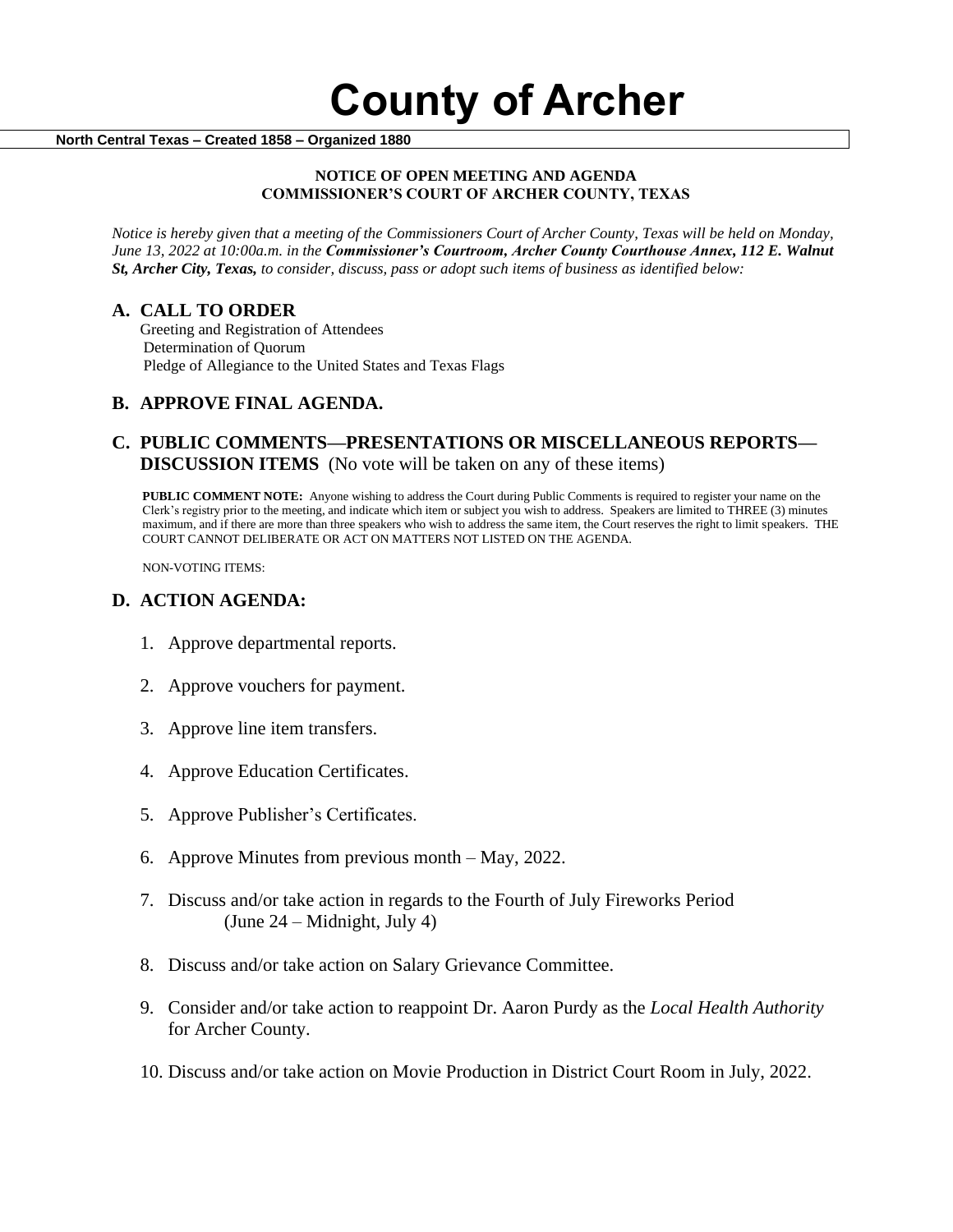# County of Archer

**North Central Texas – Created 1858 – Organized 1880**

**NOTICE OF OPEN MEETING AND AGENDA**
**COMMISSIONER'S COURT OF ARCHER COUNTY, TEXAS**

*Notice is hereby given that a meeting of the Commissioners Court of Archer County, Texas will be held on Monday, June 13, 2022 at 10:00a.m. in the* ***Commissioner's Courtroom, Archer County Courthouse Annex, 112 E. Walnut St, Archer City, Texas,*** *to consider, discuss, pass or adopt such items of business as identified below:*

## A. CALL TO ORDER

Greeting and Registration of Attendees
Determination of Quorum
Pledge of Allegiance to the United States and Texas Flags

## B. APPROVE FINAL AGENDA.

## C. PUBLIC COMMENTS—PRESENTATIONS OR MISCELLANEOUS REPORTS—DISCUSSION ITEMS (No vote will be taken on any of these items)

**PUBLIC COMMENT NOTE:** Anyone wishing to address the Court during Public Comments is required to register your name on the Clerk's registry prior to the meeting, and indicate which item or subject you wish to address. Speakers are limited to THREE (3) minutes maximum, and if there are more than three speakers who wish to address the same item, the Court reserves the right to limit speakers. THE COURT CANNOT DELIBERATE OR ACT ON MATTERS NOT LISTED ON THE AGENDA.

NON-VOTING ITEMS:

## D. ACTION AGENDA:

1. Approve departmental reports.
2. Approve vouchers for payment.
3. Approve line item transfers.
4. Approve Education Certificates.
5. Approve Publisher's Certificates.
6. Approve Minutes from previous month – May, 2022.
7. Discuss and/or take action in regards to the Fourth of July Fireworks Period (June 24 – Midnight, July 4)
8. Discuss and/or take action on Salary Grievance Committee.
9. Consider and/or take action to reappoint Dr. Aaron Purdy as the *Local Health Authority* for Archer County.
10. Discuss and/or take action on Movie Production in District Court Room in July, 2022.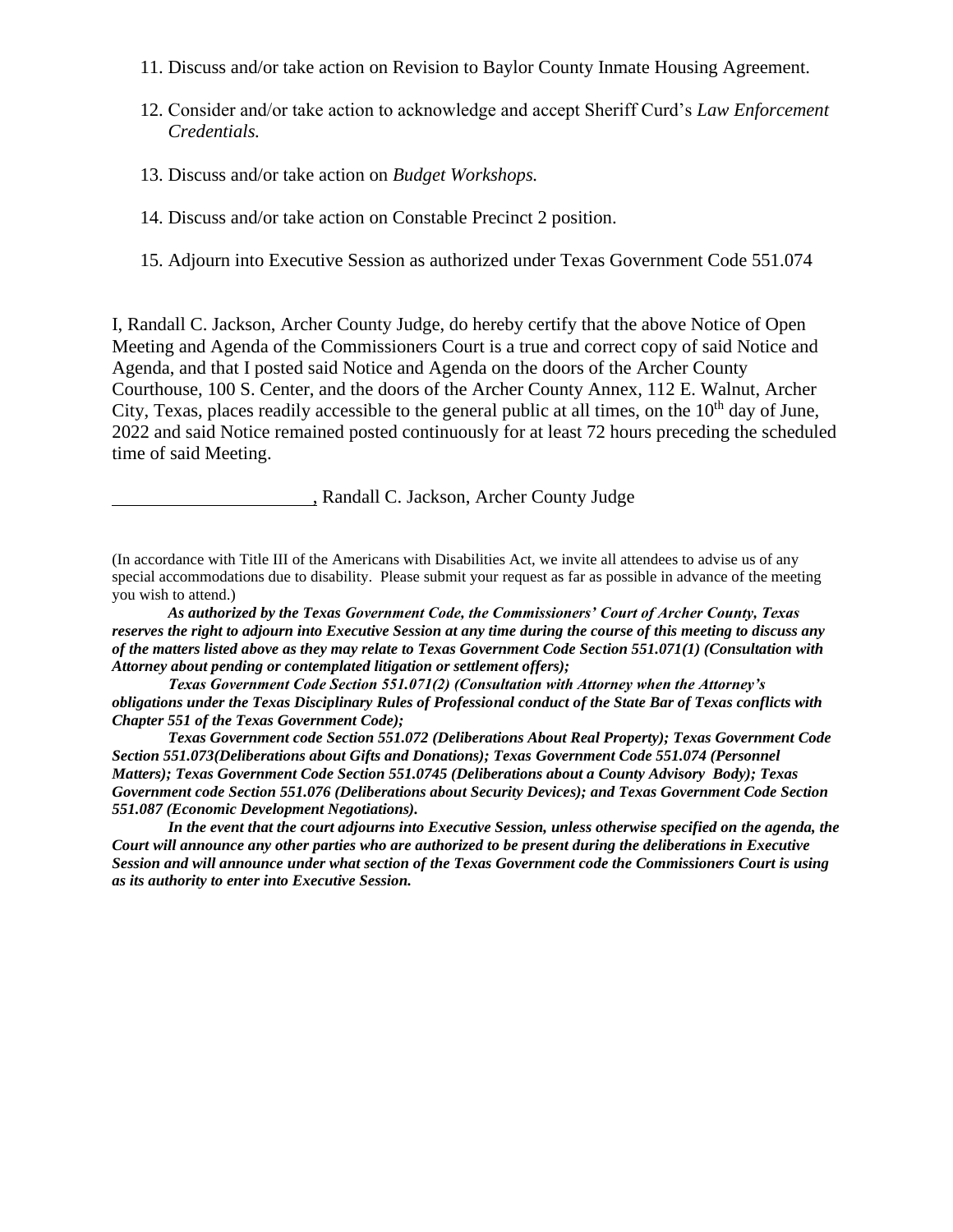11. Discuss and/or take action on Revision to Baylor County Inmate Housing Agreement.

12. Consider and/or take action to acknowledge and accept Sheriff Curd's *Law Enforcement Credentials.*

13. Discuss and/or take action on *Budget Workshops.*

14. Discuss and/or take action on Constable Precinct 2 position.

15. Adjourn into Executive Session as authorized under Texas Government Code 551.074

I, Randall C. Jackson, Archer County Judge, do hereby certify that the above Notice of Open Meeting and Agenda of the Commissioners Court is a true and correct copy of said Notice and Agenda, and that I posted said Notice and Agenda on the doors of the Archer County Courthouse, 100 S. Center, and the doors of the Archer County Annex, 112 E. Walnut, Archer City, Texas, places readily accessible to the general public at all times, on the 10th day of June, 2022 and said Notice remained posted continuously for at least 72 hours preceding the scheduled time of said Meeting.

______________________, Randall C. Jackson, Archer County Judge

(In accordance with Title III of the Americans with Disabilities Act, we invite all attendees to advise us of any special accommodations due to disability. Please submit your request as far as possible in advance of the meeting you wish to attend.)

***As authorized by the Texas Government Code, the Commissioners' Court of Archer County, Texas reserves the right to adjourn into Executive Session at any time during the course of this meeting to discuss any of the matters listed above as they may relate to Texas Government Code Section 551.071(1) (Consultation with Attorney about pending or contemplated litigation or settlement offers);***

***Texas Government Code Section 551.071(2) (Consultation with Attorney when the Attorney's obligations under the Texas Disciplinary Rules of Professional conduct of the State Bar of Texas conflicts with Chapter 551 of the Texas Government Code);***

***Texas Government code Section 551.072 (Deliberations About Real Property); Texas Government Code Section 551.073(Deliberations about Gifts and Donations); Texas Government Code 551.074 (Personnel Matters); Texas Government Code Section 551.0745 (Deliberations about a County Advisory Body); Texas Government code Section 551.076 (Deliberations about Security Devices); and Texas Government Code Section 551.087 (Economic Development Negotiations).***

***In the event that the court adjourns into Executive Session, unless otherwise specified on the agenda, the Court will announce any other parties who are authorized to be present during the deliberations in Executive Session and will announce under what section of the Texas Government code the Commissioners Court is using as its authority to enter into Executive Session.***